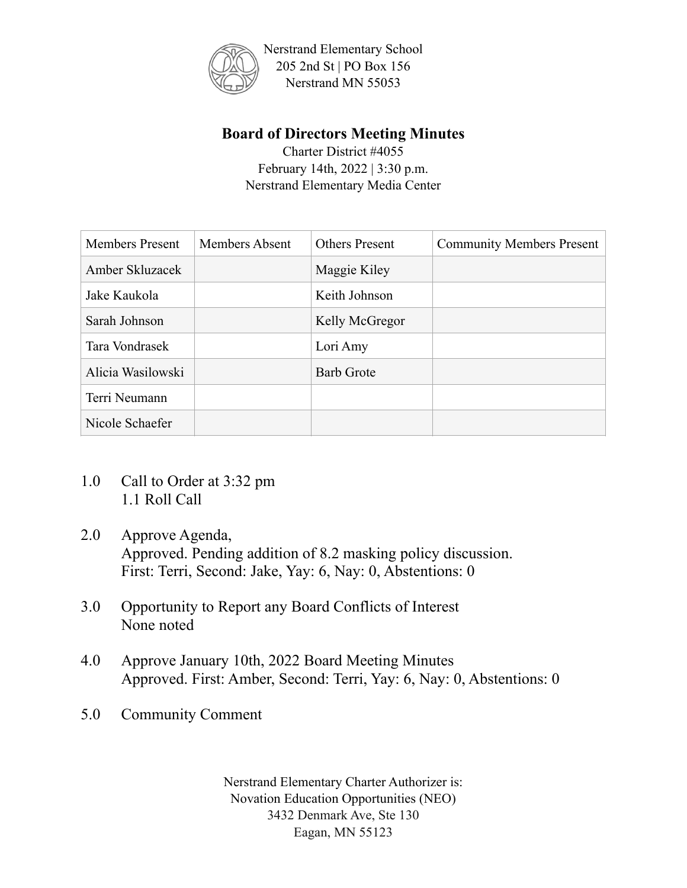Nerstrand Elementary School
205 2nd St | PO Box 156
Nerstrand MN 55053

# Board of Directors Meeting Minutes

Charter District #4055
February 14th, 2022 | 3:30 p.m.
Nerstrand Elementary Media Center

| Members Present | Members Absent | Others Present | Community Members Present |
|---|---|---|---|
| Amber Skluzacek | | Maggie Kiley | |
| Jake Kaukola | | Keith Johnson | |
| Sarah Johnson | | Kelly McGregor | |
| Tara Vondrasek | | Lori Amy | |
| Alicia Wasilowski | | Barb Grote | |
| Terri Neumann | | | |
| Nicole Schaefer | | | |

1.0 Call to Order at 3:32 pm
 1.1 Roll Call

2.0 Approve Agenda,
 Approved. Pending addition of 8.2 masking policy discussion.
 First: Terri, Second: Jake, Yay: 6, Nay: 0, Abstentions: 0

3.0 Opportunity to Report any Board Conflicts of Interest
 None noted

4.0 Approve January 10th, 2022 Board Meeting Minutes
 Approved. First: Amber, Second: Terri, Yay: 6, Nay: 0, Abstentions: 0

5.0 Community Comment

Nerstrand Elementary Charter Authorizer is:
Novation Education Opportunities (NEO)
3432 Denmark Ave, Ste 130
Eagan, MN 55123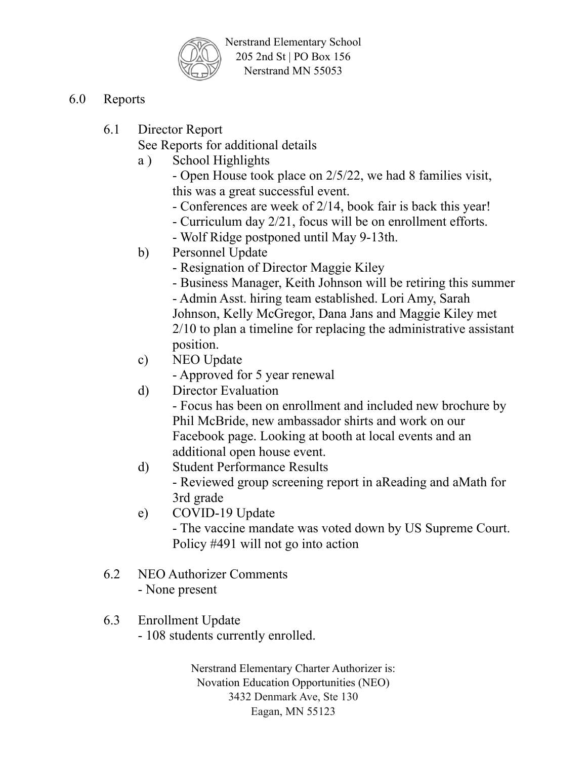Nerstrand Elementary School
205 2nd St | PO Box 156
Nerstrand MN 55053

## 6.0 Reports

### 6.1 Director Report

See Reports for additional details

a ) School Highlights
- Open House took place on 2/5/22, we had 8 families visit, this was a great successful event.
- Conferences are week of 2/14, book fair is back this year!
- Curriculum day 2/21, focus will be on enrollment efforts.
- Wolf Ridge postponed until May 9-13th.

b) Personnel Update
- Resignation of Director Maggie Kiley
- Business Manager, Keith Johnson will be retiring this summer
- Admin Asst. hiring team established. Lori Amy, Sarah Johnson, Kelly McGregor, Dana Jans and Maggie Kiley met 2/10 to plan a timeline for replacing the administrative assistant position.

c) NEO Update
- Approved for 5 year renewal

d) Director Evaluation
- Focus has been on enrollment and included new brochure by Phil McBride, new ambassador shirts and work on our Facebook page. Looking at booth at local events and an additional open house event.

d) Student Performance Results
- Reviewed group screening report in aReading and aMath for 3rd grade

e) COVID-19 Update
- The vaccine mandate was voted down by US Supreme Court. Policy #491 will not go into action

### 6.2 NEO Authorizer Comments

- None present

### 6.3 Enrollment Update

- 108 students currently enrolled.

Nerstrand Elementary Charter Authorizer is:
Novation Education Opportunities (NEO)
3432 Denmark Ave, Ste 130
Eagan, MN 55123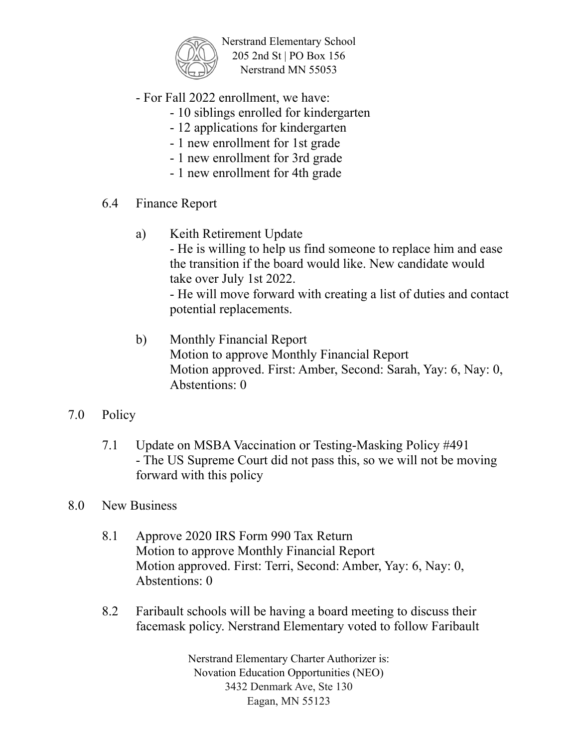- For Fall 2022 enrollment, we have:
    - 10 siblings enrolled for kindergarten
    - 12 applications for kindergarten
    - 1 new enrollment for 1st grade
    - 1 new enrollment for 3rd grade
    - 1 new enrollment for 4th grade

6.4 Finance Report

a) Keith Retirement Update
- He is willing to help us find someone to replace him and ease the transition if the board would like. New candidate would take over July 1st 2022.
- He will move forward with creating a list of duties and contact potential replacements.

b) Monthly Financial Report
Motion to approve Monthly Financial Report
Motion approved. First: Amber, Second: Sarah, Yay: 6, Nay: 0, Abstentions: 0

7.0 Policy

7.1 Update on MSBA Vaccination or Testing-Masking Policy #491
- The US Supreme Court did not pass this, so we will not be moving forward with this policy

8.0 New Business

8.1 Approve 2020 IRS Form 990 Tax Return
Motion to approve Monthly Financial Report
Motion approved. First: Terri, Second: Amber, Yay: 6, Nay: 0, Abstentions: 0

8.2 Faribault schools will be having a board meeting to discuss their facemask policy. Nerstrand Elementary voted to follow Faribault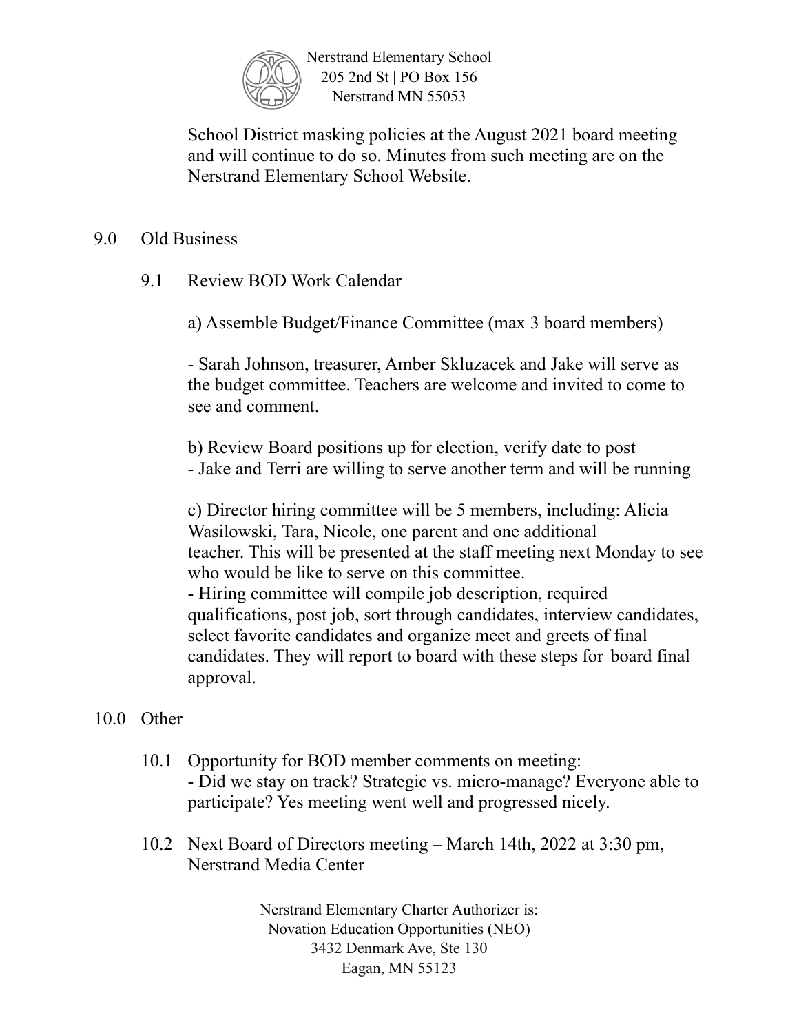School District masking policies at the August 2021 board meeting and will continue to do so. Minutes from such meeting are on the Nerstrand Elementary School Website.

## 9.0 Old Business

### 9.1 Review BOD Work Calendar

a) Assemble Budget/Finance Committee (max 3 board members)

- Sarah Johnson, treasurer, Amber Skluzacek and Jake will serve as the budget committee. Teachers are welcome and invited to come to see and comment.

b) Review Board positions up for election, verify date to post
- Jake and Terri are willing to serve another term and will be running

c) Director hiring committee will be 5 members, including: Alicia Wasilowski, Tara, Nicole, one parent and one additional teacher. This will be presented at the staff meeting next Monday to see who would be like to serve on this committee.
- Hiring committee will compile job description, required qualifications, post job, sort through candidates, interview candidates, select favorite candidates and organize meet and greets of final candidates. They will report to board with these steps for board final approval.

## 10.0 Other

### 10.1 Opportunity for BOD member comments on meeting:
- Did we stay on track? Strategic vs. micro-manage? Everyone able to participate? Yes meeting went well and progressed nicely.

### 10.2 Next Board of Directors meeting – March 14th, 2022 at 3:30 pm, Nerstrand Media Center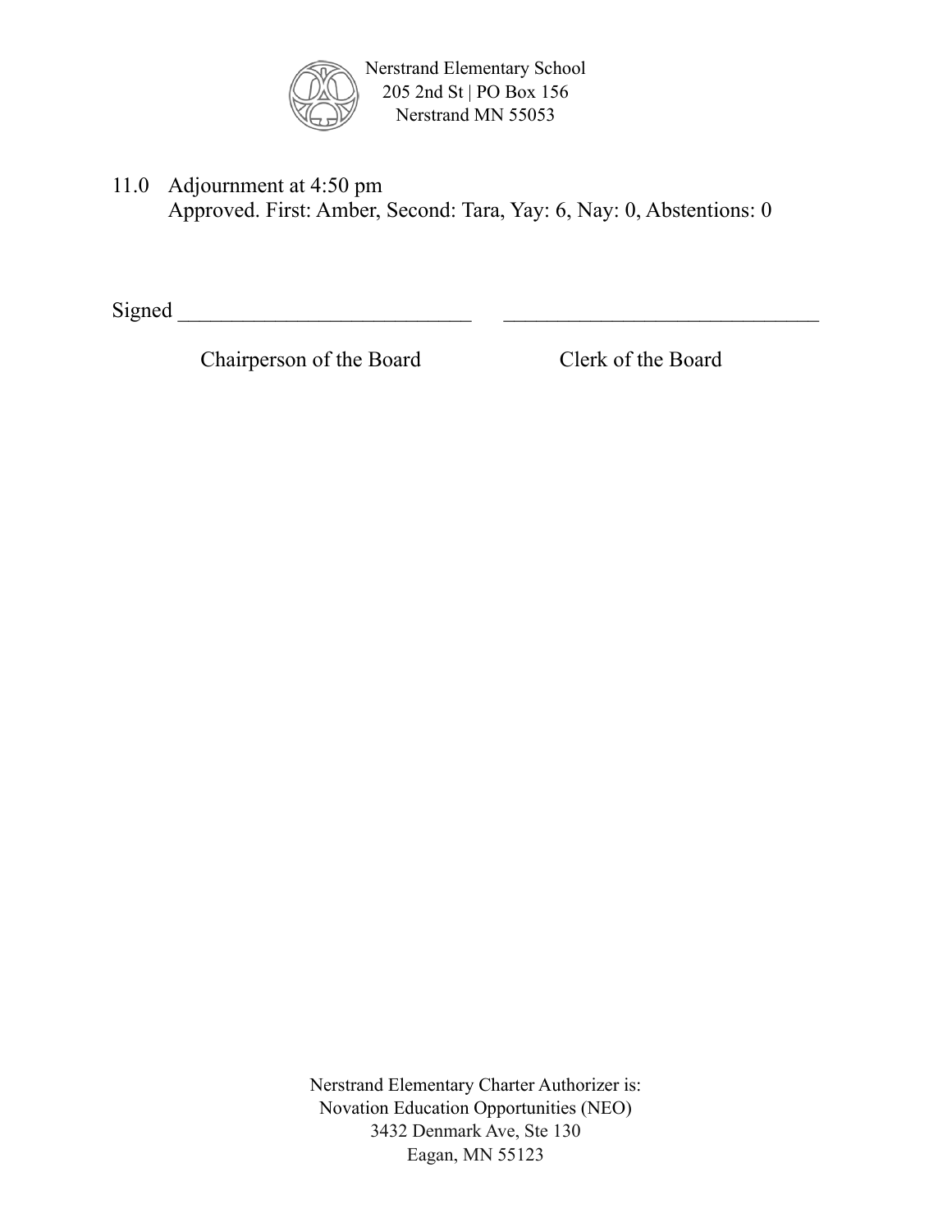11.0 Adjournment at 4:50 pm
Approved. First: Amber, Second: Tara, Yay: 6, Nay: 0, Abstentions: 0

Signed ___________________________ _____________________________

Chairperson of the Board Clerk of the Board

Nerstrand Elementary Charter Authorizer is:
Novation Education Opportunities (NEO)
3432 Denmark Ave, Ste 130
Eagan, MN 55123